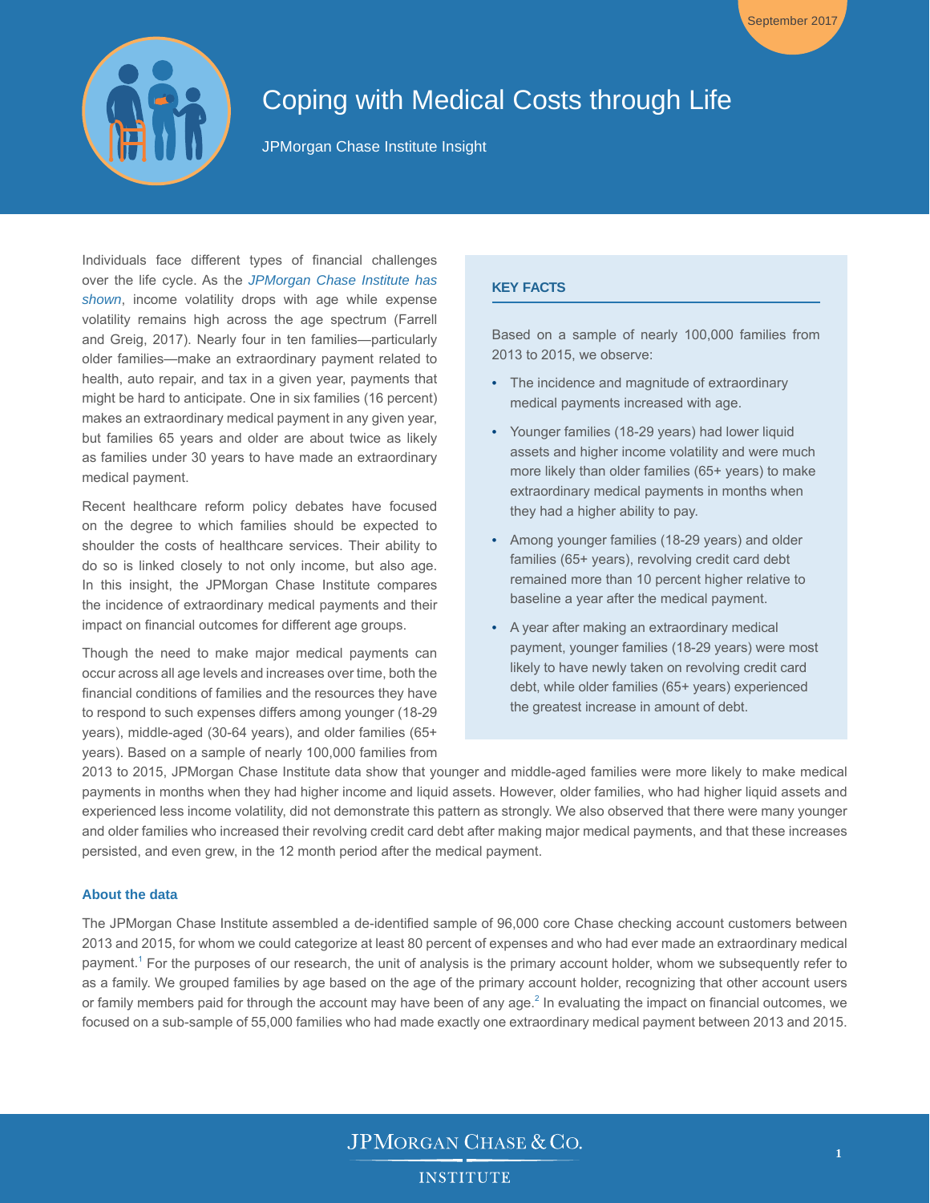September 2017

# Coping with Medical Costs through Life

JPMorgan Chase Institute Insight

## KEY FACTS

Based on a sample of nearly 100,000 families from 2013 to 2015, we observe:

- The incidence and magnitude of extraordinary medical payments increased with age.
- Younger families (18-29 years) had lower liquid assets and higher income volatility and were much more likely than older families (65+ years) to make extraordinary medical payments in months when they had a higher ability to pay.
- Among younger families (18-29 years) and older families (65+ years), revolving credit card debt remained more than 10 percent higher relative to baseline a year after the medical payment.
- A year after making an extraordinary medical payment, younger families (18-29 years) were most likely to have newly taken on revolving credit card debt, while older families (65+ years) experienced the greatest increase in amount of debt.

Individuals face different types of financial challenges over the life cycle. As the *JPMorgan Chase Institute has shown*, income volatility drops with age while expense volatility remains high across the age spectrum (Farrell and Greig, 2017). Nearly four in ten families—particularly older families—make an extraordinary payment related to health, auto repair, and tax in a given year, payments that might be hard to anticipate. One in six families (16 percent) makes an extraordinary medical payment in any given year, but families 65 years and older are about twice as likely as families under 30 years to have made an extraordinary medical payment.

Recent healthcare reform policy debates have focused on the degree to which families should be expected to shoulder the costs of healthcare services. Their ability to do so is linked closely to not only income, but also age. In this insight, the JPMorgan Chase Institute compares the incidence of extraordinary medical payments and their impact on financial outcomes for different age groups.

Though the need to make major medical payments can occur across all age levels and increases over time, both the financial conditions of families and the resources they have to respond to such expenses differs among younger (18-29 years), middle-aged (30-64 years), and older families (65+ years). Based on a sample of nearly 100,000 families from 2013 to 2015, JPMorgan Chase Institute data show that younger and middle-aged families were more likely to make medical payments in months when they had higher income and liquid assets. However, older families, who had higher liquid assets and experienced less income volatility, did not demonstrate this pattern as strongly. We also observed that there were many younger and older families who increased their revolving credit card debt after making major medical payments, and that these increases persisted, and even grew, in the 12 month period after the medical payment.

### About the data

The JPMorgan Chase Institute assembled a de-identified sample of 96,000 core Chase checking account customers between 2013 and 2015, for whom we could categorize at least 80 percent of expenses and who had ever made an extraordinary medical payment.[1] For the purposes of our research, the unit of analysis is the primary account holder, whom we subsequently refer to as a family. We grouped families by age based on the age of the primary account holder, recognizing that other account users or family members paid for through the account may have been of any age.[2] In evaluating the impact on financial outcomes, we focused on a sub-sample of 55,000 families who had made exactly one extraordinary medical payment between 2013 and 2015.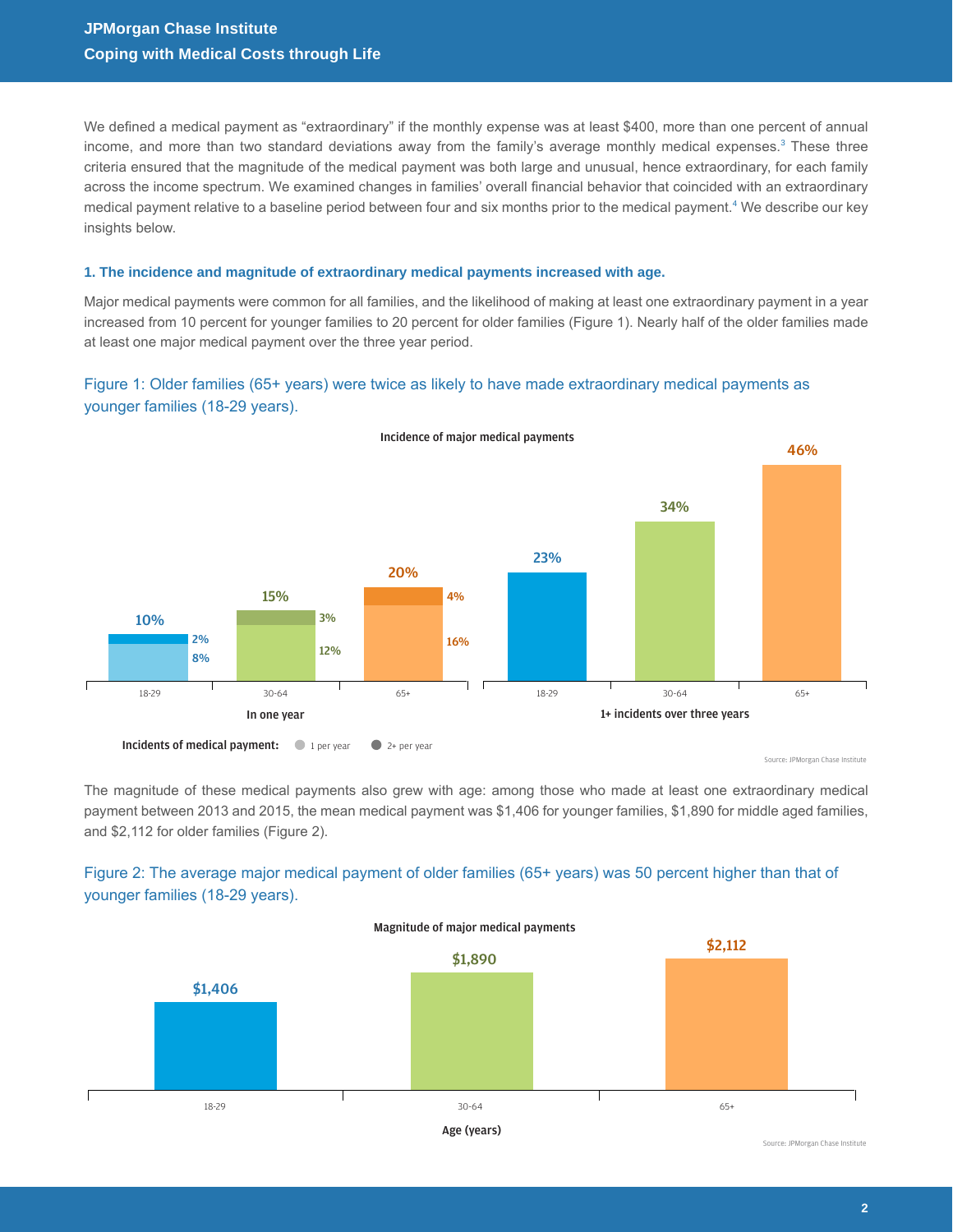We defined a medical payment as “extraordinary” if the monthly expense was at least $400, more than one percent of annual income, and more than two standard deviations away from the family's average monthly medical expenses.[3] These three criteria ensured that the magnitude of the medical payment was both large and unusual, hence extraordinary, for each family across the income spectrum. We examined changes in families' overall financial behavior that coincided with an extraordinary medical payment relative to a baseline period between four and six months prior to the medical payment.[4] We describe our key insights below.

### 1. The incidence and magnitude of extraordinary medical payments increased with age.

Major medical payments were common for all families, and the likelihood of making at least one extraordinary payment in a year increased from 10 percent for younger families to 20 percent for older families (Figure 1). Nearly half of the older families made at least one major medical payment over the three year period.

Figure 1: Older families (65+ years) were twice as likely to have made extraordinary medical payments as younger families (18-29 years).

**Incidence of major medical payments**

| Age | In one year: 1 per year | In one year: 2+ per year | In one year: Total | 1+ incidents over three years |
|---|---|---|---|---|
| 18-29 | 8% | 2% | 10% | 23% |
| 30-64 | 12% | 3% | 15% | 34% |
| 65+ | 16% | 4% | 20% | 46% |

Source: JPMorgan Chase Institute

The magnitude of these medical payments also grew with age: among those who made at least one extraordinary medical payment between 2013 and 2015, the mean medical payment was $1,406 for younger families, $1,890 for middle aged families, and $2,112 for older families (Figure 2).

Figure 2: The average major medical payment of older families (65+ years) was 50 percent higher than that of younger families (18-29 years).

**Magnitude of major medical payments**

| Age (years) | Magnitude |
|---|---|
| 18-29 | $1,406 |
| 30-64 | $1,890 |
| 65+ | $2,112 |

Source: JPMorgan Chase Institute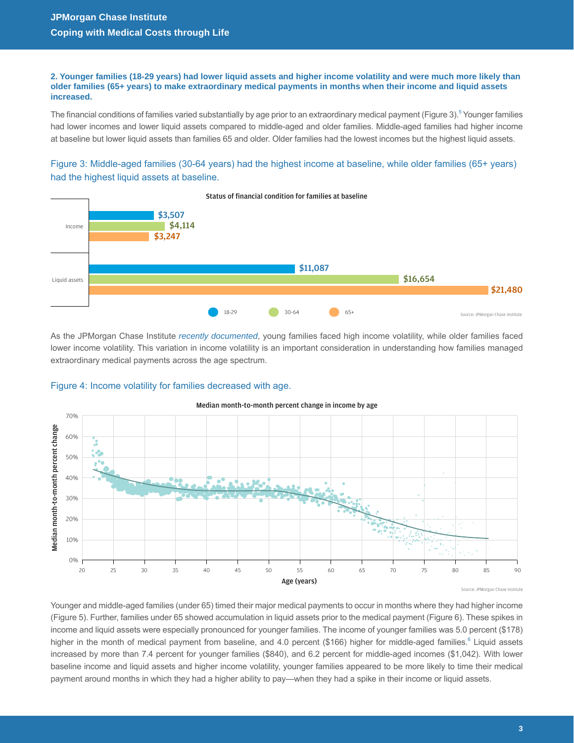**2. Younger families (18-29 years) had lower liquid assets and higher income volatility and were much more likely than older families (65+ years) to make extraordinary medical payments in months when their income and liquid assets increased.**

The financial conditions of families varied substantially by age prior to an extraordinary medical payment (Figure 3).[5] Younger families had lower incomes and lower liquid assets compared to middle-aged and older families. Middle-aged families had higher income at baseline but lower liquid assets than families 65 and older. Older families had the lowest incomes but the highest liquid assets.

Figure 3: Middle-aged families (30-64 years) had the highest income at baseline, while older families (65+ years) had the highest liquid assets at baseline.

**Status of financial condition for families at baseline**

| | 18-29 | 30-64 | 65+ |
|---|---|---|---|
| Income | $3,507 | $4,114 | $3,247 |
| Liquid assets | $11,087 | $16,654 | $21,480 |

Source: JPMorgan Chase Institute

As the JPMorgan Chase Institute *recently documented*, young families faced high income volatility, while older families faced lower income volatility. This variation in income volatility is an important consideration in understanding how families managed extraordinary medical payments across the age spectrum.

Figure 4: Income volatility for families decreased with age.

**Median month-to-month percent change in income by age**

Source: JPMorgan Chase Institute

Younger and middle-aged families (under 65) timed their major medical payments to occur in months where they had higher income (Figure 5). Further, families under 65 showed accumulation in liquid assets prior to the medical payment (Figure 6). These spikes in income and liquid assets were especially pronounced for younger families. The income of younger families was 5.0 percent ($178) higher in the month of medical payment from baseline, and 4.0 percent ($166) higher for middle-aged families.[6] Liquid assets increased by more than 7.4 percent for younger families ($840), and 6.2 percent for middle-aged incomes ($1,042). With lower baseline income and liquid assets and higher income volatility, younger families appeared to be more likely to time their medical payment around months in which they had a higher ability to pay—when they had a spike in their income or liquid assets.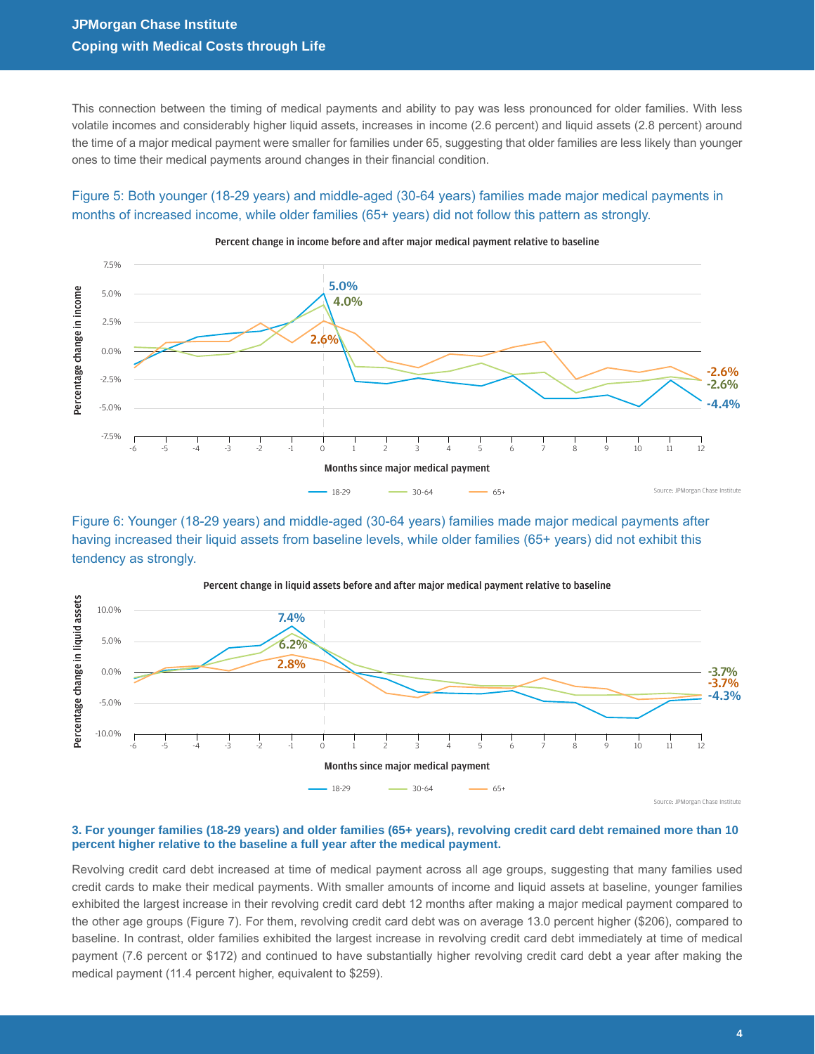This connection between the timing of medical payments and ability to pay was less pronounced for older families. With less volatile incomes and considerably higher liquid assets, increases in income (2.6 percent) and liquid assets (2.8 percent) around the time of a major medical payment were smaller for families under 65, suggesting that older families are less likely than younger ones to time their medical payments around changes in their financial condition.

Figure 5: Both younger (18-29 years) and middle-aged (30-64 years) families made major medical payments in months of increased income, while older families (65+ years) did not follow this pattern as strongly.

Figure 6: Younger (18-29 years) and middle-aged (30-64 years) families made major medical payments after having increased their liquid assets from baseline levels, while older families (65+ years) did not exhibit this tendency as strongly.

### 3. For younger families (18-29 years) and older families (65+ years), revolving credit card debt remained more than 10 percent higher relative to the baseline a full year after the medical payment.

Revolving credit card debt increased at time of medical payment across all age groups, suggesting that many families used credit cards to make their medical payments. With smaller amounts of income and liquid assets at baseline, younger families exhibited the largest increase in their revolving credit card debt 12 months after making a major medical payment compared to the other age groups (Figure 7). For them, revolving credit card debt was on average 13.0 percent higher ($206), compared to baseline. In contrast, older families exhibited the largest increase in revolving credit card debt immediately at time of medical payment (7.6 percent or $172) and continued to have substantially higher revolving credit card debt a year after making the medical payment (11.4 percent higher, equivalent to $259).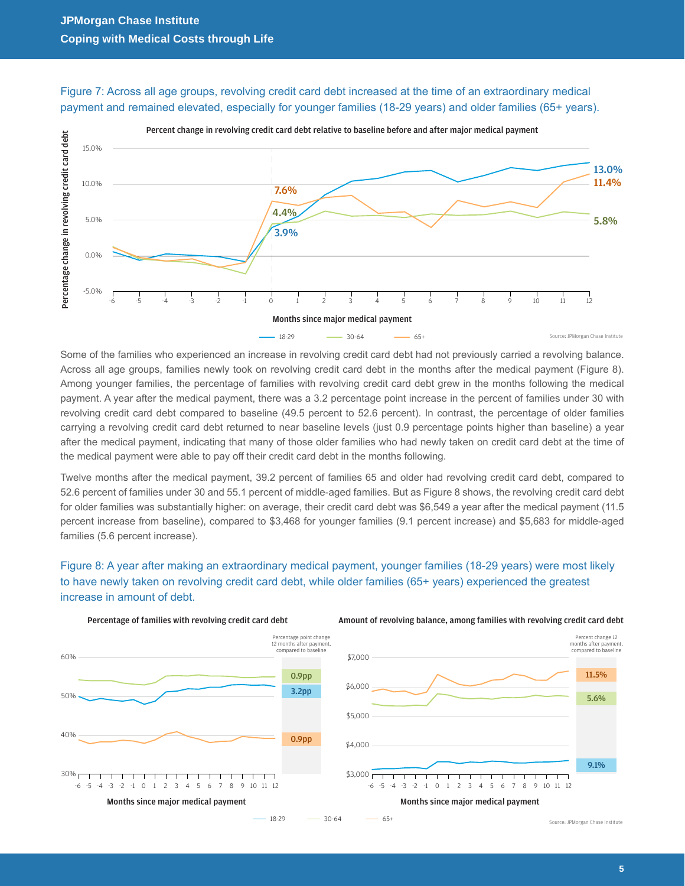Figure 7: Across all age groups, revolving credit card debt increased at the time of an extraordinary medical payment and remained elevated, especially for younger families (18-29 years) and older families (65+ years).

Some of the families who experienced an increase in revolving credit card debt had not previously carried a revolving balance. Across all age groups, families newly took on revolving credit card debt in the months after the medical payment (Figure 8). Among younger families, the percentage of families with revolving credit card debt grew in the months following the medical payment. A year after the medical payment, there was a 3.2 percentage point increase in the percent of families under 30 with revolving credit card debt compared to baseline (49.5 percent to 52.6 percent). In contrast, the percentage of older families carrying a revolving credit card debt returned to near baseline levels (just 0.9 percentage points higher than baseline) a year after the medical payment, indicating that many of those older families who had newly taken on credit card debt at the time of the medical payment were able to pay off their credit card debt in the months following.

Twelve months after the medical payment, 39.2 percent of families 65 and older had revolving credit card debt, compared to 52.6 percent of families under 30 and 55.1 percent of middle-aged families. But as Figure 8 shows, the revolving credit card debt for older families was substantially higher: on average, their credit card debt was $6,549 a year after the medical payment (11.5 percent increase from baseline), compared to $3,468 for younger families (9.1 percent increase) and $5,683 for middle-aged families (5.6 percent increase).

Figure 8: A year after making an extraordinary medical payment, younger families (18-29 years) were most likely to have newly taken on revolving credit card debt, while older families (65+ years) experienced the greatest increase in amount of debt.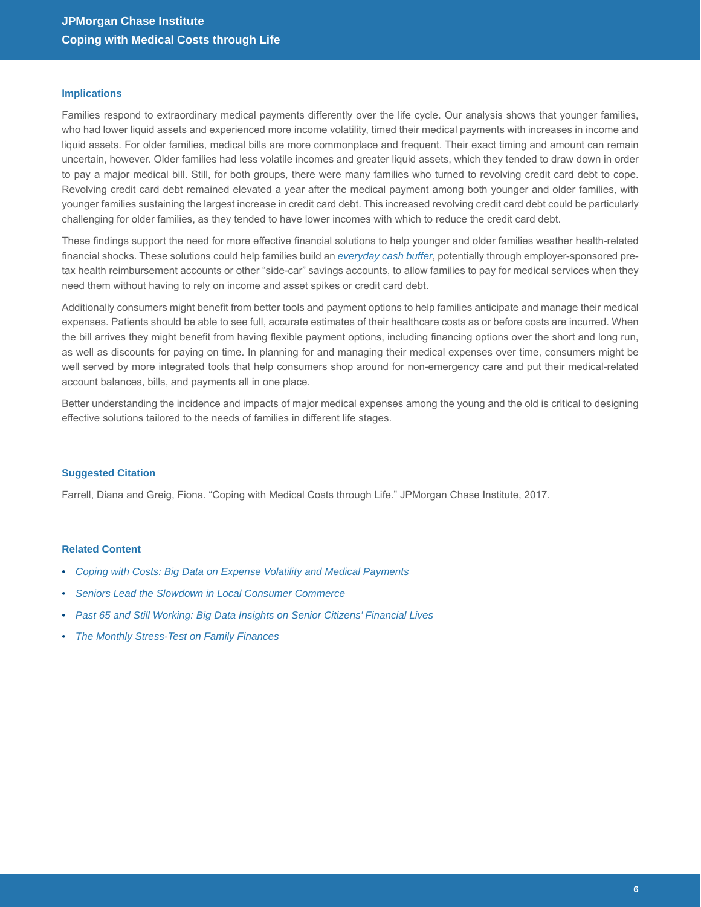## Implications

Families respond to extraordinary medical payments differently over the life cycle. Our analysis shows that younger families, who had lower liquid assets and experienced more income volatility, timed their medical payments with increases in income and liquid assets. For older families, medical bills are more commonplace and frequent. Their exact timing and amount can remain uncertain, however. Older families had less volatile incomes and greater liquid assets, which they tended to draw down in order to pay a major medical bill. Still, for both groups, there were many families who turned to revolving credit card debt to cope. Revolving credit card debt remained elevated a year after the medical payment among both younger and older families, with younger families sustaining the largest increase in credit card debt. This increased revolving credit card debt could be particularly challenging for older families, as they tended to have lower incomes with which to reduce the credit card debt.

These findings support the need for more effective financial solutions to help younger and older families weather health-related financial shocks. These solutions could help families build an *everyday cash buffer*, potentially through employer-sponsored pre-tax health reimbursement accounts or other "side-car" savings accounts, to allow families to pay for medical services when they need them without having to rely on income and asset spikes or credit card debt.

Additionally consumers might benefit from better tools and payment options to help families anticipate and manage their medical expenses. Patients should be able to see full, accurate estimates of their healthcare costs as or before costs are incurred. When the bill arrives they might benefit from having flexible payment options, including financing options over the short and long run, as well as discounts for paying on time. In planning for and managing their medical expenses over time, consumers might be well served by more integrated tools that help consumers shop around for non-emergency care and put their medical-related account balances, bills, and payments all in one place.

Better understanding the incidence and impacts of major medical expenses among the young and the old is critical to designing effective solutions tailored to the needs of families in different life stages.

## Suggested Citation

Farrell, Diana and Greig, Fiona. "Coping with Medical Costs through Life." JPMorgan Chase Institute, 2017.

## Related Content

- *Coping with Costs: Big Data on Expense Volatility and Medical Payments*
- *Seniors Lead the Slowdown in Local Consumer Commerce*
- *Past 65 and Still Working: Big Data Insights on Senior Citizens' Financial Lives*
- *The Monthly Stress-Test on Family Finances*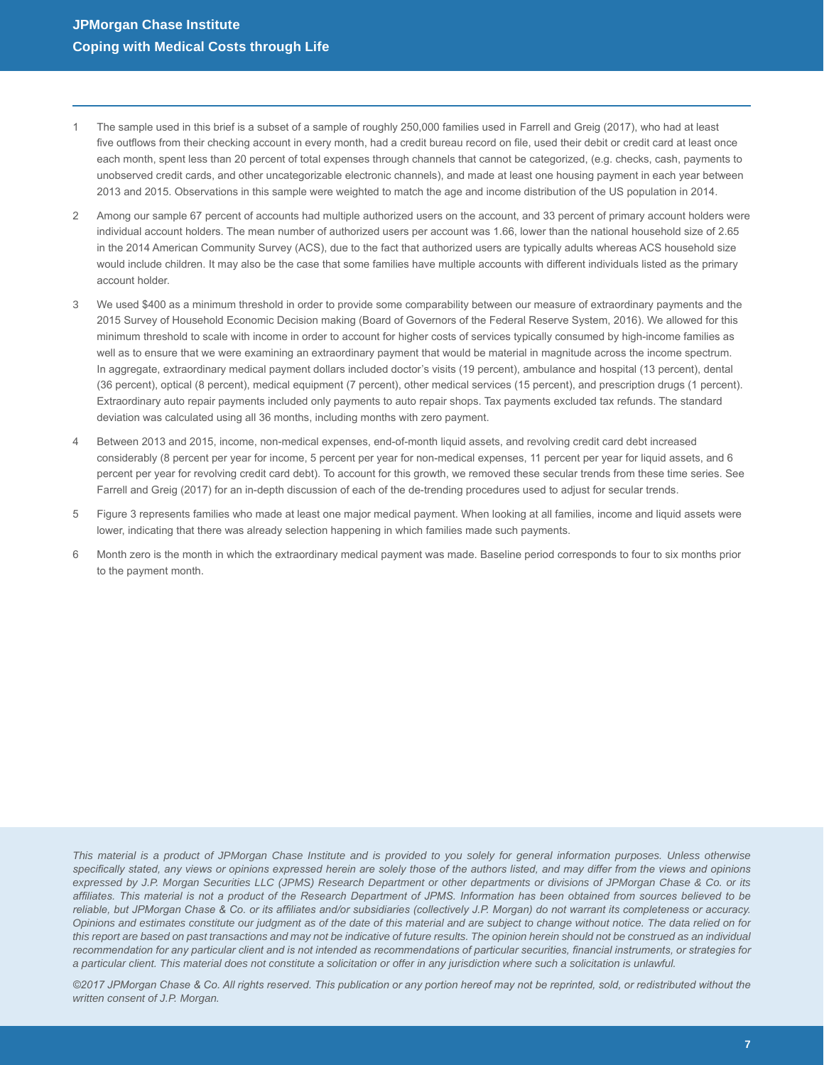1. The sample used in this brief is a subset of a sample of roughly 250,000 families used in Farrell and Greig (2017), who had at least five outflows from their checking account in every month, had a credit bureau record on file, used their debit or credit card at least once each month, spent less than 20 percent of total expenses through channels that cannot be categorized, (e.g. checks, cash, payments to unobserved credit cards, and other uncategorizable electronic channels), and made at least one housing payment in each year between 2013 and 2015. Observations in this sample were weighted to match the age and income distribution of the US population in 2014.

2. Among our sample 67 percent of accounts had multiple authorized users on the account, and 33 percent of primary account holders were individual account holders. The mean number of authorized users per account was 1.66, lower than the national household size of 2.65 in the 2014 American Community Survey (ACS), due to the fact that authorized users are typically adults whereas ACS household size would include children. It may also be the case that some families have multiple accounts with different individuals listed as the primary account holder.

3. We used $400 as a minimum threshold in order to provide some comparability between our measure of extraordinary payments and the 2015 Survey of Household Economic Decision making (Board of Governors of the Federal Reserve System, 2016). We allowed for this minimum threshold to scale with income in order to account for higher costs of services typically consumed by high-income families as well as to ensure that we were examining an extraordinary payment that would be material in magnitude across the income spectrum. In aggregate, extraordinary medical payment dollars included doctor's visits (19 percent), ambulance and hospital (13 percent), dental (36 percent), optical (8 percent), medical equipment (7 percent), other medical services (15 percent), and prescription drugs (1 percent). Extraordinary auto repair payments included only payments to auto repair shops. Tax payments excluded tax refunds. The standard deviation was calculated using all 36 months, including months with zero payment.

4. Between 2013 and 2015, income, non-medical expenses, end-of-month liquid assets, and revolving credit card debt increased considerably (8 percent per year for income, 5 percent per year for non-medical expenses, 11 percent per year for liquid assets, and 6 percent per year for revolving credit card debt). To account for this growth, we removed these secular trends from these time series. See Farrell and Greig (2017) for an in-depth discussion of each of the de-trending procedures used to adjust for secular trends.

5. Figure 3 represents families who made at least one major medical payment. When looking at all families, income and liquid assets were lower, indicating that there was already selection happening in which families made such payments.

6. Month zero is the month in which the extraordinary medical payment was made. Baseline period corresponds to four to six months prior to the payment month.

*This material is a product of JPMorgan Chase Institute and is provided to you solely for general information purposes. Unless otherwise specifically stated, any views or opinions expressed herein are solely those of the authors listed, and may differ from the views and opinions expressed by J.P. Morgan Securities LLC (JPMS) Research Department or other departments or divisions of JPMorgan Chase & Co. or its affiliates. This material is not a product of the Research Department of JPMS. Information has been obtained from sources believed to be reliable, but JPMorgan Chase & Co. or its affiliates and/or subsidiaries (collectively J.P. Morgan) do not warrant its completeness or accuracy. Opinions and estimates constitute our judgment as of the date of this material and are subject to change without notice. The data relied on for this report are based on past transactions and may not be indicative of future results. The opinion herein should not be construed as an individual recommendation for any particular client and is not intended as recommendations of particular securities, financial instruments, or strategies for a particular client. This material does not constitute a solicitation or offer in any jurisdiction where such a solicitation is unlawful.*

*©2017 JPMorgan Chase & Co. All rights reserved. This publication or any portion hereof may not be reprinted, sold, or redistributed without the written consent of J.P. Morgan.*